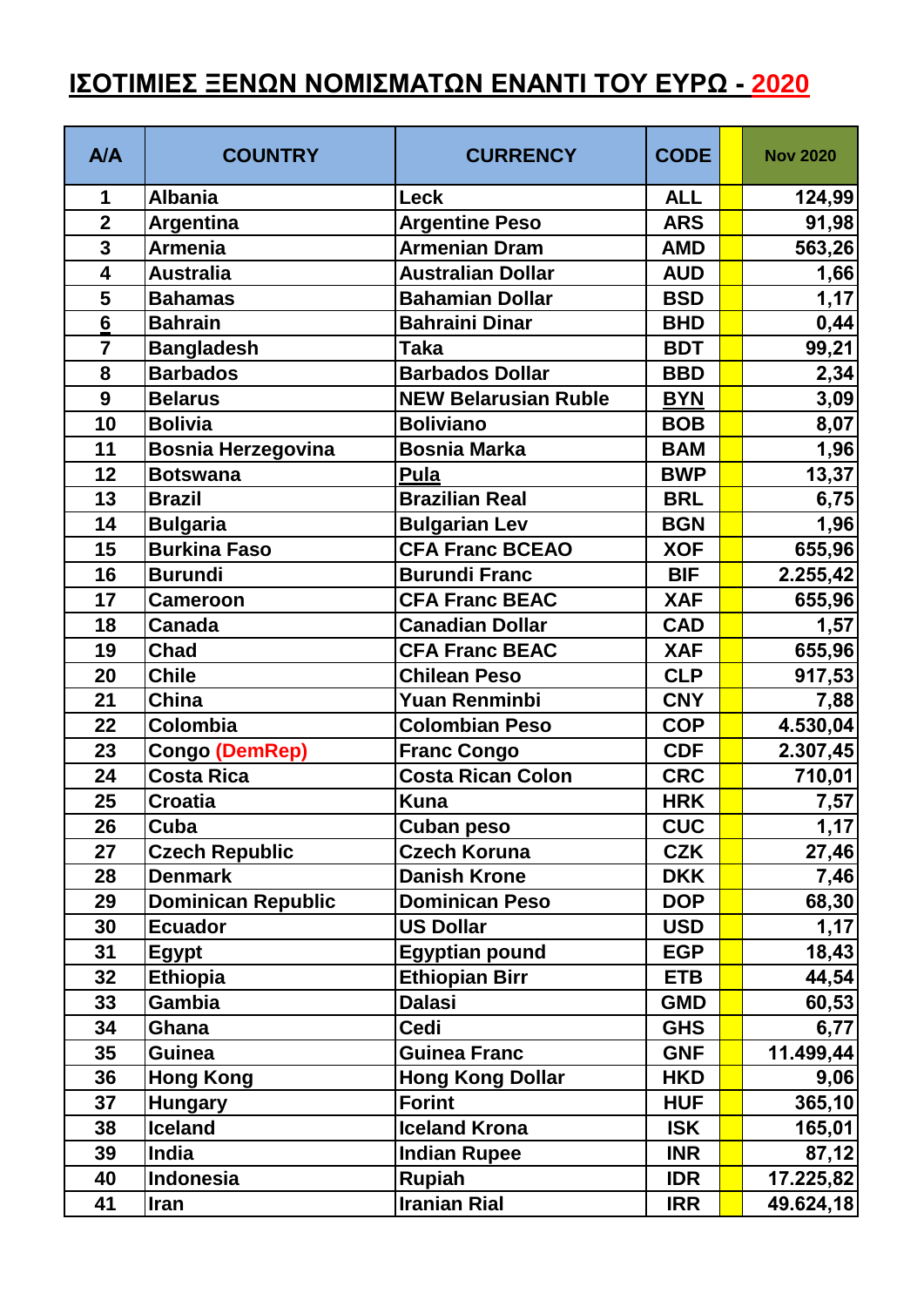# ΙΣΟΤΙΜΙΕΣ ΞΕΝΩΝ ΝΟΜΙΣΜΑΤΩΝ ΕΝΑΝΤΙ ΤΟΥ ΕΥΡΩ - 2020

| A/A | COUNTRY | CURRENCY | CODE | | Nov 2020 |
|---|---|---|---|---|---|
| 1 | Albania | Leck | ALL | | 124,99 |
| 2 | Argentina | Argentine Peso | ARS | | 91,98 |
| 3 | Armenia | Armenian Dram | AMD | | 563,26 |
| 4 | Australia | Australian Dollar | AUD | | 1,66 |
| 5 | Bahamas | Bahamian Dollar | BSD | | 1,17 |
| 6 | Bahrain | Bahraini Dinar | BHD | | 0,44 |
| 7 | Bangladesh | Taka | BDT | | 99,21 |
| 8 | Barbados | Barbados Dollar | BBD | | 2,34 |
| 9 | Belarus | NEW Belarusian Ruble | BYN | | 3,09 |
| 10 | Bolivia | Boliviano | BOB | | 8,07 |
| 11 | Bosnia Herzegovina | Bosnia Marka | BAM | | 1,96 |
| 12 | Botswana | Pula | BWP | | 13,37 |
| 13 | Brazil | Brazilian Real | BRL | | 6,75 |
| 14 | Bulgaria | Bulgarian Lev | BGN | | 1,96 |
| 15 | Burkina Faso | CFA Franc BCEAO | XOF | | 655,96 |
| 16 | Burundi | Burundi Franc | BIF | | 2.255,42 |
| 17 | Cameroon | CFA Franc BEAC | XAF | | 655,96 |
| 18 | Canada | Canadian Dollar | CAD | | 1,57 |
| 19 | Chad | CFA Franc BEAC | XAF | | 655,96 |
| 20 | Chile | Chilean Peso | CLP | | 917,53 |
| 21 | China | Yuan Renminbi | CNY | | 7,88 |
| 22 | Colombia | Colombian Peso | COP | | 4.530,04 |
| 23 | Congo (DemRep) | Franc Congo | CDF | | 2.307,45 |
| 24 | Costa Rica | Costa Rican Colon | CRC | | 710,01 |
| 25 | Croatia | Kuna | HRK | | 7,57 |
| 26 | Cuba | Cuban peso | CUC | | 1,17 |
| 27 | Czech Republic | Czech Koruna | CZK | | 27,46 |
| 28 | Denmark | Danish Krone | DKK | | 7,46 |
| 29 | Dominican Republic | Dominican Peso | DOP | | 68,30 |
| 30 | Ecuador | US Dollar | USD | | 1,17 |
| 31 | Egypt | Egyptian pound | EGP | | 18,43 |
| 32 | Ethiopia | Ethiopian Birr | ETB | | 44,54 |
| 33 | Gambia | Dalasi | GMD | | 60,53 |
| 34 | Ghana | Cedi | GHS | | 6,77 |
| 35 | Guinea | Guinea Franc | GNF | | 11.499,44 |
| 36 | Hong Kong | Hong Kong Dollar | HKD | | 9,06 |
| 37 | Hungary | Forint | HUF | | 365,10 |
| 38 | Iceland | Iceland Krona | ISK | | 165,01 |
| 39 | India | Indian Rupee | INR | | 87,12 |
| 40 | Indonesia | Rupiah | IDR | | 17.225,82 |
| 41 | Iran | Iranian Rial | IRR | | 49.624,18 |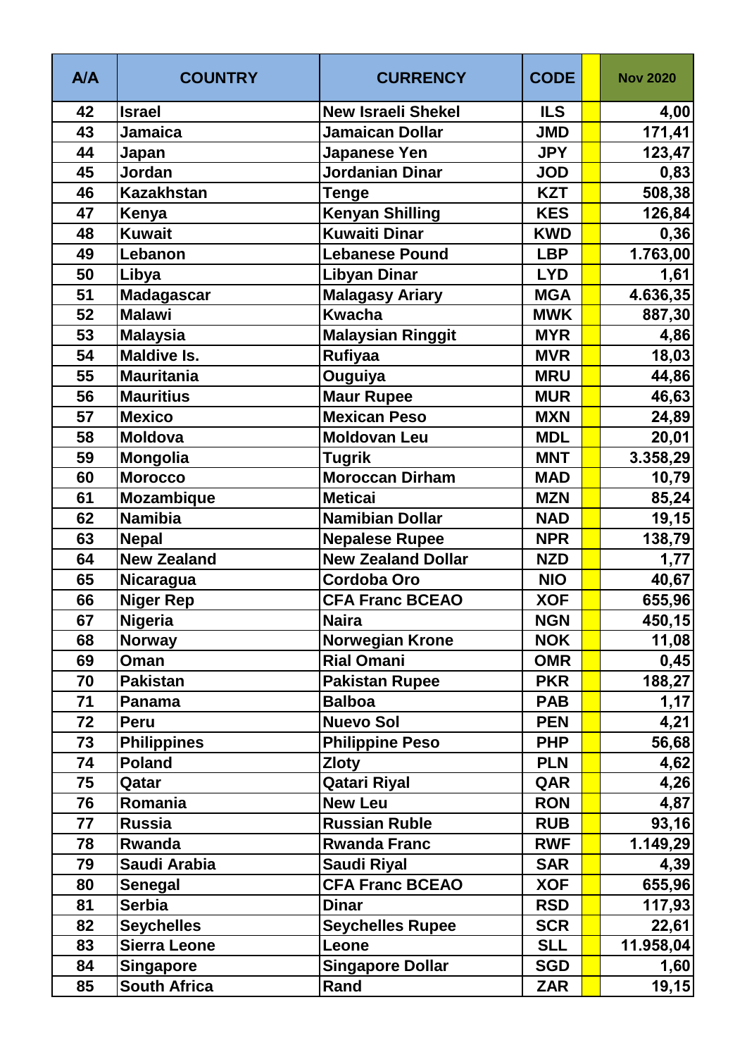| A/A | COUNTRY | CURRENCY | CODE | | Nov 2020 |
|---|---|---|---|---|---|
| 42 | Israel | New Israeli Shekel | ILS | | 4,00 |
| 43 | Jamaica | Jamaican Dollar | JMD | | 171,41 |
| 44 | Japan | Japanese Yen | JPY | | 123,47 |
| 45 | Jordan | Jordanian Dinar | JOD | | 0,83 |
| 46 | Kazakhstan | Tenge | KZT | | 508,38 |
| 47 | Kenya | Kenyan Shilling | KES | | 126,84 |
| 48 | Kuwait | Kuwaiti Dinar | KWD | | 0,36 |
| 49 | Lebanon | Lebanese Pound | LBP | | 1.763,00 |
| 50 | Libya | Libyan Dinar | LYD | | 1,61 |
| 51 | Madagascar | Malagasy Ariary | MGA | | 4.636,35 |
| 52 | Malawi | Kwacha | MWK | | 887,30 |
| 53 | Malaysia | Malaysian Ringgit | MYR | | 4,86 |
| 54 | Maldive Is. | Rufiyaa | MVR | | 18,03 |
| 55 | Mauritania | Ouguiya | MRU | | 44,86 |
| 56 | Mauritius | Maur Rupee | MUR | | 46,63 |
| 57 | Mexico | Mexican Peso | MXN | | 24,89 |
| 58 | Moldova | Moldovan Leu | MDL | | 20,01 |
| 59 | Mongolia | Tugrik | MNT | | 3.358,29 |
| 60 | Morocco | Moroccan Dirham | MAD | | 10,79 |
| 61 | Mozambique | Meticai | MZN | | 85,24 |
| 62 | Namibia | Namibian Dollar | NAD | | 19,15 |
| 63 | Nepal | Nepalese Rupee | NPR | | 138,79 |
| 64 | New Zealand | New Zealand Dollar | NZD | | 1,77 |
| 65 | Nicaragua | Cordoba Oro | NIO | | 40,67 |
| 66 | Niger Rep | CFA Franc BCEAO | XOF | | 655,96 |
| 67 | Nigeria | Naira | NGN | | 450,15 |
| 68 | Norway | Norwegian Krone | NOK | | 11,08 |
| 69 | Oman | Rial Omani | OMR | | 0,45 |
| 70 | Pakistan | Pakistan Rupee | PKR | | 188,27 |
| 71 | Panama | Balboa | PAB | | 1,17 |
| 72 | Peru | Nuevo Sol | PEN | | 4,21 |
| 73 | Philippines | Philippine Peso | PHP | | 56,68 |
| 74 | Poland | Zloty | PLN | | 4,62 |
| 75 | Qatar | Qatari Riyal | QAR | | 4,26 |
| 76 | Romania | New Leu | RON | | 4,87 |
| 77 | Russia | Russian Ruble | RUB | | 93,16 |
| 78 | Rwanda | Rwanda Franc | RWF | | 1.149,29 |
| 79 | Saudi Arabia | Saudi Riyal | SAR | | 4,39 |
| 80 | Senegal | CFA Franc BCEAO | XOF | | 655,96 |
| 81 | Serbia | Dinar | RSD | | 117,93 |
| 82 | Seychelles | Seychelles Rupee | SCR | | 22,61 |
| 83 | Sierra Leone | Leone | SLL | | 11.958,04 |
| 84 | Singapore | Singapore Dollar | SGD | | 1,60 |
| 85 | South Africa | Rand | ZAR | | 19,15 |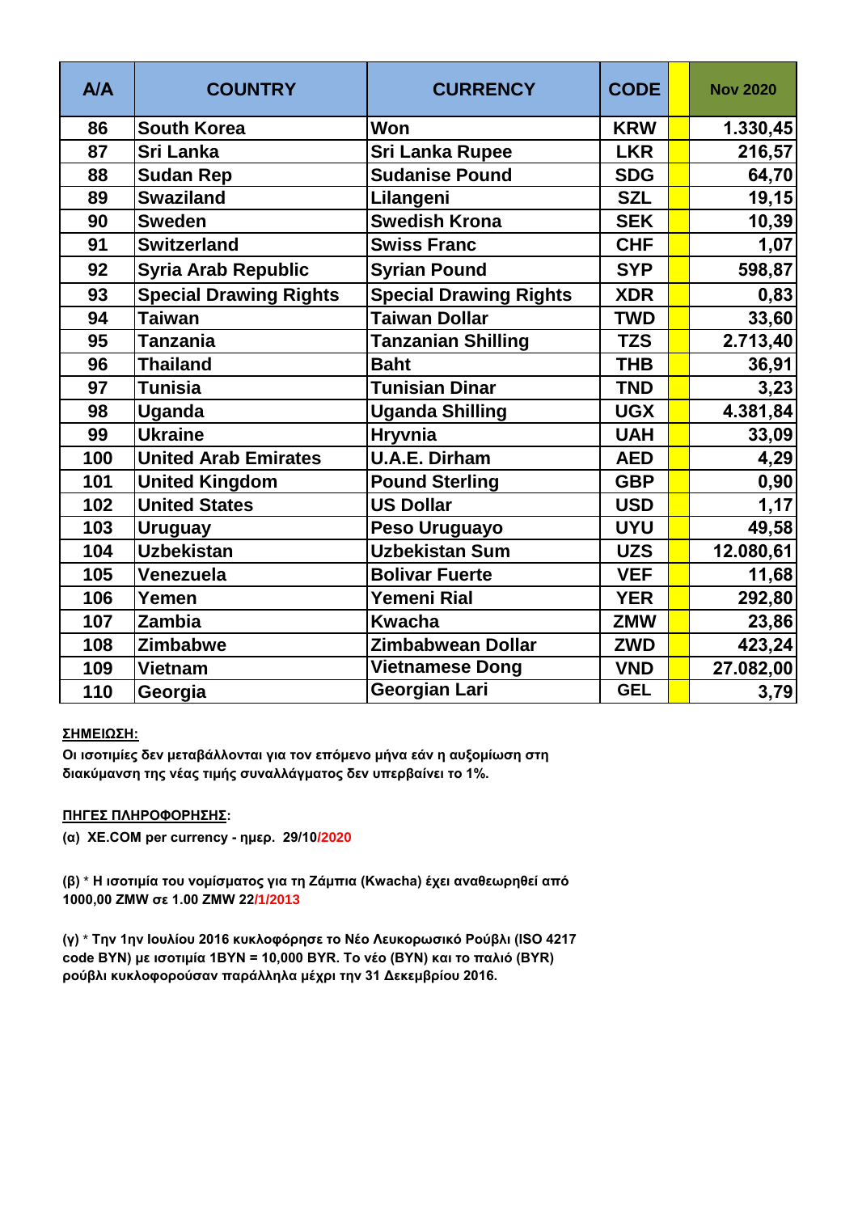| A/A | COUNTRY | CURRENCY | CODE | | Nov 2020 |
|---|---|---|---|---|---|
| 86 | South Korea | Won | KRW | | 1.330,45 |
| 87 | Sri Lanka | Sri Lanka Rupee | LKR | | 216,57 |
| 88 | Sudan Rep | Sudanise Pound | SDG | | 64,70 |
| 89 | Swaziland | Lilangeni | SZL | | 19,15 |
| 90 | Sweden | Swedish Krona | SEK | | 10,39 |
| 91 | Switzerland | Swiss Franc | CHF | | 1,07 |
| 92 | Syria Arab Republic | Syrian Pound | SYP | | 598,87 |
| 93 | Special Drawing Rights | Special Drawing Rights | XDR | | 0,83 |
| 94 | Taiwan | Taiwan Dollar | TWD | | 33,60 |
| 95 | Tanzania | Tanzanian Shilling | TZS | | 2.713,40 |
| 96 | Thailand | Baht | THB | | 36,91 |
| 97 | Tunisia | Tunisian Dinar | TND | | 3,23 |
| 98 | Uganda | Uganda Shilling | UGX | | 4.381,84 |
| 99 | Ukraine | Hryvnia | UAH | | 33,09 |
| 100 | United Arab Emirates | U.A.E. Dirham | AED | | 4,29 |
| 101 | United Kingdom | Pound Sterling | GBP | | 0,90 |
| 102 | United States | US Dollar | USD | | 1,17 |
| 103 | Uruguay | Peso Uruguayo | UYU | | 49,58 |
| 104 | Uzbekistan | Uzbekistan Sum | UZS | | 12.080,61 |
| 105 | Venezuela | Bolivar Fuerte | VEF | | 11,68 |
| 106 | Yemen | Yemeni Rial | YER | | 292,80 |
| 107 | Zambia | Kwacha | ZMW | | 23,86 |
| 108 | Zimbabwe | Zimbabwean Dollar | ZWD | | 423,24 |
| 109 | Vietnam | Vietnamese Dong | VND | | 27.082,00 |
| 110 | Georgia | Georgian Lari | GEL | | 3,79 |

**ΣΗΜΕΙΩΣΗ:**

**Οι ισοτιμίες δεν μεταβάλλονται για τον επόμενο μήνα εάν η αυξομίωση στη διακύμανση της νέας τιμής συναλλάγματος δεν υπερβαίνει το 1%.**

**ΠΗΓΕΣ ΠΛΗΡΟΦΟΡΗΣΗΣ:**

**(α) XE.COM per currency - ημερ. 29/10/2020**

**(β) * Η ισοτιμία του νομίσματος για τη Ζάμπια (Kwacha) έχει αναθεωρηθεί από 1000,00 ZMW σε 1.00 ZMW 22/1/2013**

**(γ) * Την 1ην Ιουλίου 2016 κυκλοφόρησε το Νέο Λευκορωσικό Ρούβλι (ISO 4217 code BYN) με ισοτιμία 1BYN = 10,000 BYR. Το νέο (BYN) και το παλιό (BYR) ρούβλι κυκλοφορούσαν παράλληλα μέχρι την 31 Δεκεμβρίου 2016.**